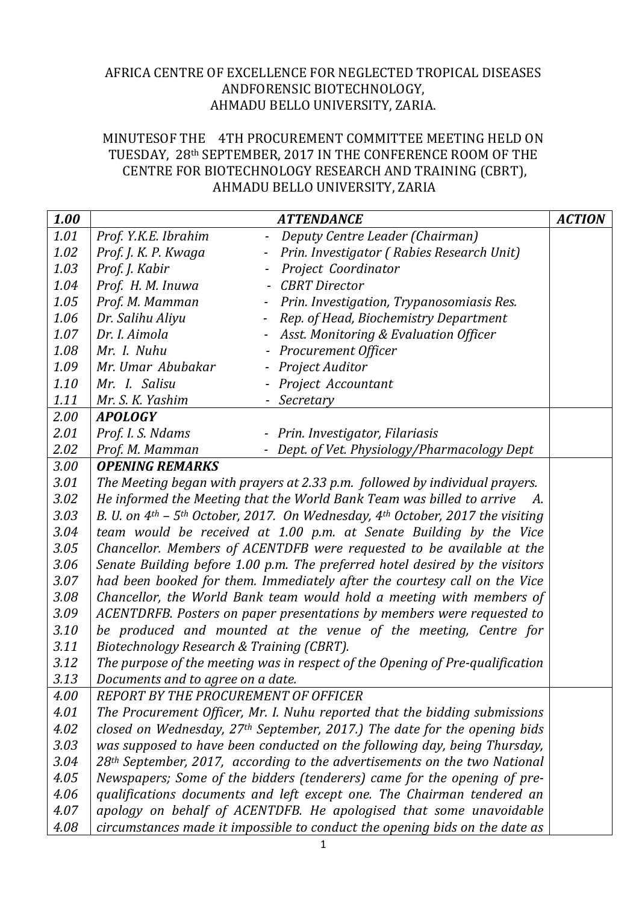AFRICA CENTRE OF EXCELLENCE FOR NEGLECTED TROPICAL DISEASES ANDFORENSIC BIOTECHNOLOGY,
AHMADU BELLO UNIVERSITY, ZARIA.

MINUTESOF THE 4TH PROCUREMENT COMMITTEE MEETING HELD ON TUESDAY, 28th SEPTEMBER, 2017 IN THE CONFERENCE ROOM OF THE CENTRE FOR BIOTECHNOLOGY RESEARCH AND TRAINING (CBRT), AHMADU BELLO UNIVERSITY, ZARIA

| ***1.00*** | ***ATTENDANCE*** | ***ACTION*** |
|---|---|---|
| *1.01* | *Prof. Y.K.E. Ibrahim - Deputy Centre Leader (Chairman)* | |
| *1.02* | *Prof. J. K. P. Kwaga - Prin. Investigator ( Rabies Research Unit)* | |
| *1.03* | *Prof. J. Kabir - Project Coordinator* | |
| *1.04* | *Prof. H. M. Inuwa - CBRT Director* | |
| *1.05* | *Prof. M. Mamman - Prin. Investigation, Trypanosomiasis Res.* | |
| *1.06* | *Dr. Salihu Aliyu - Rep. of Head, Biochemistry Department* | |
| *1.07* | *Dr. I. Aimola - Asst. Monitoring & Evaluation Officer* | |
| *1.08* | *Mr. I. Nuhu - Procurement Officer* | |
| *1.09* | *Mr. Umar Abubakar - Project Auditor* | |
| *1.10* | *Mr. I. Salisu - Project Accountant* | |
| *1.11* | *Mr. S. K. Yashim - Secretary* | |
| *2.00* | ***APOLOGY*** | |
| *2.01* | *Prof. I. S. Ndams - Prin. Investigator, Filariasis* | |
| *2.02* | *Prof. M. Mamman - Dept. of Vet. Physiology/Pharmacology Dept* | |
| *3.00* | ***OPENING REMARKS*** | |
| *3.01* | *The Meeting began with prayers at 2.33 p.m. followed by individual prayers.* | |
| *3.02* | *He informed the Meeting that the World Bank Team was billed to arrive A.* | |
| *3.03* | *B. U. on 4th – 5th October, 2017. On Wednesday, 4th October, 2017 the visiting* | |
| *3.04* | *team would be received at 1.00 p.m. at Senate Building by the Vice* | |
| *3.05* | *Chancellor. Members of ACENTDFB were requested to be available at the* | |
| *3.06* | *Senate Building before 1.00 p.m. The preferred hotel desired by the visitors* | |
| *3.07* | *had been booked for them. Immediately after the courtesy call on the Vice* | |
| *3.08* | *Chancellor, the World Bank team would hold a meeting with members of* | |
| *3.09* | *ACENTDRFB. Posters on paper presentations by members were requested to* | |
| *3.10* | *be produced and mounted at the venue of the meeting, Centre for* | |
| *3.11* | *Biotechnology Research & Training (CBRT).* | |
| *3.12* | *The purpose of the meeting was in respect of the Opening of Pre-qualification* | |
| *3.13* | *Documents and to agree on a date.* | |
| *4.00* | *REPORT BY THE PROCUREMENT OF OFFICER* | |
| *4.01* | *The Procurement Officer, Mr. I. Nuhu reported that the bidding submissions* | |
| *4.02* | *closed on Wednesday, 27th September, 2017.) The date for the opening bids* | |
| *3.03* | *was supposed to have been conducted on the following day, being Thursday,* | |
| *3.04* | *28th September, 2017, according to the advertisements on the two National* | |
| *4.05* | *Newspapers; Some of the bidders (tenderers) came for the opening of pre-* | |
| *4.06* | *qualifications documents and left except one. The Chairman tendered an* | |
| *4.07* | *apology on behalf of ACENTDFB. He apologised that some unavoidable* | |
| *4.08* | *circumstances made it impossible to conduct the opening bids on the date as* | |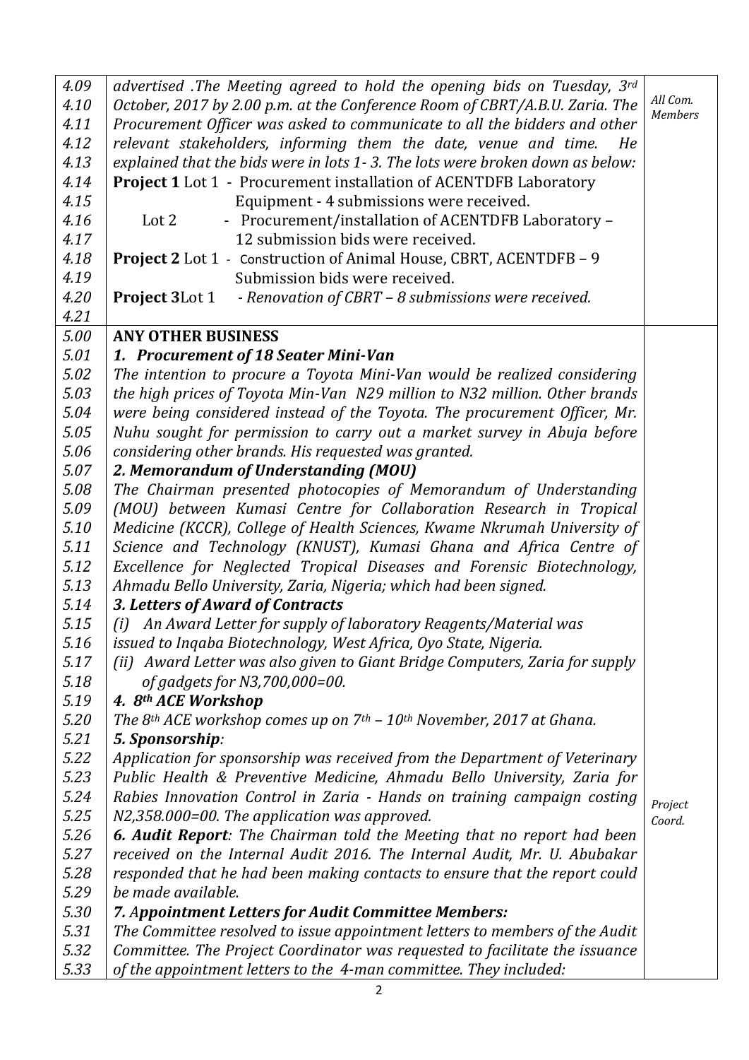| | | |
|---|---|---|
| 4.09<br>4.10<br>4.11<br>4.12<br>4.13<br>4.14<br>4.15<br>4.16<br>4.17<br>4.18<br>4.19<br>4.20<br>4.21 | *advertised .The Meeting agreed to hold the opening bids on Tuesday, 3rd October, 2017 by 2.00 p.m. at the Conference Room of CBRT/A.B.U. Zaria. The Procurement Officer was asked to communicate to all the bidders and other relevant stakeholders, informing them the date, venue and time. He explained that the bids were in lots 1- 3. The lots were broken down as below:*<br>**Project 1** Lot 1 - Procurement installation of ACENTDFB Laboratory Equipment - 4 submissions were received.<br>Lot 2 - Procurement/installation of ACENTDFB Laboratory – 12 submission bids were received.<br>**Project 2** Lot 1 - Construction of Animal House, CBRT, ACENTDFB – 9 Submission bids were received.<br>**Project 3**Lot 1 *- Renovation of CBRT – 8 submissions were received.* | *All Com. Members* |
| 5.00<br>5.01<br>5.02<br>5.03<br>5.04<br>5.05<br>5.06<br>5.07<br>5.08<br>5.09<br>5.10<br>5.11<br>5.12<br>5.13<br>5.14<br>5.15<br>5.16<br>5.17<br>5.18<br>5.19<br>5.20<br>5.21<br>5.22<br>5.23<br>5.24<br>5.25<br>5.26<br>5.27<br>5.28<br>5.29<br>5.30<br>5.31<br>5.32<br>5.33 | **ANY OTHER BUSINESS**<br>***1. Procurement of 18 Seater Mini-Van***<br>*The intention to procure a Toyota Mini-Van would be realized considering the high prices of Toyota Min-Van N29 million to N32 million. Other brands were being considered instead of the Toyota. The procurement Officer, Mr. Nuhu sought for permission to carry out a market survey in Abuja before considering other brands. His requested was granted.*<br>***2. Memorandum of Understanding (MOU)***<br>*The Chairman presented photocopies of Memorandum of Understanding (MOU) between Kumasi Centre for Collaboration Research in Tropical Medicine (KCCR), College of Health Sciences, Kwame Nkrumah University of Science and Technology (KNUST), Kumasi Ghana and Africa Centre of Excellence for Neglected Tropical Diseases and Forensic Biotechnology, Ahmadu Bello University, Zaria, Nigeria; which had been signed.*<br>***3. Letters of Award of Contracts***<br>*(i) An Award Letter for supply of laboratory Reagents/Material was issued to Inqaba Biotechnology, West Africa, Oyo State, Nigeria.*<br>*(ii) Award Letter was also given to Giant Bridge Computers, Zaria for supply of gadgets for N3,700,000=00.*<br>***4. 8th ACE Workshop***<br>*The 8th ACE workshop comes up on 7th – 10th November, 2017 at Ghana.*<br>***5. Sponsorship**:*<br>*Application for sponsorship was received from the Department of Veterinary Public Health & Preventive Medicine, Ahmadu Bello University, Zaria for Rabies Innovation Control in Zaria - Hands on training campaign costing N2,358.000=00. The application was approved.*<br>***6. Audit Report**: The Chairman told the Meeting that no report had been received on the Internal Audit 2016. The Internal Audit, Mr. U. Abubakar responded that he had been making contacts to ensure that the report could be made available.*<br>***7. Appointment Letters for Audit Committee Members:***<br>*The Committee resolved to issue appointment letters to members of the Audit Committee. The Project Coordinator was requested to facilitate the issuance of the appointment letters to the 4-man committee. They included:* | *Project Coord.* |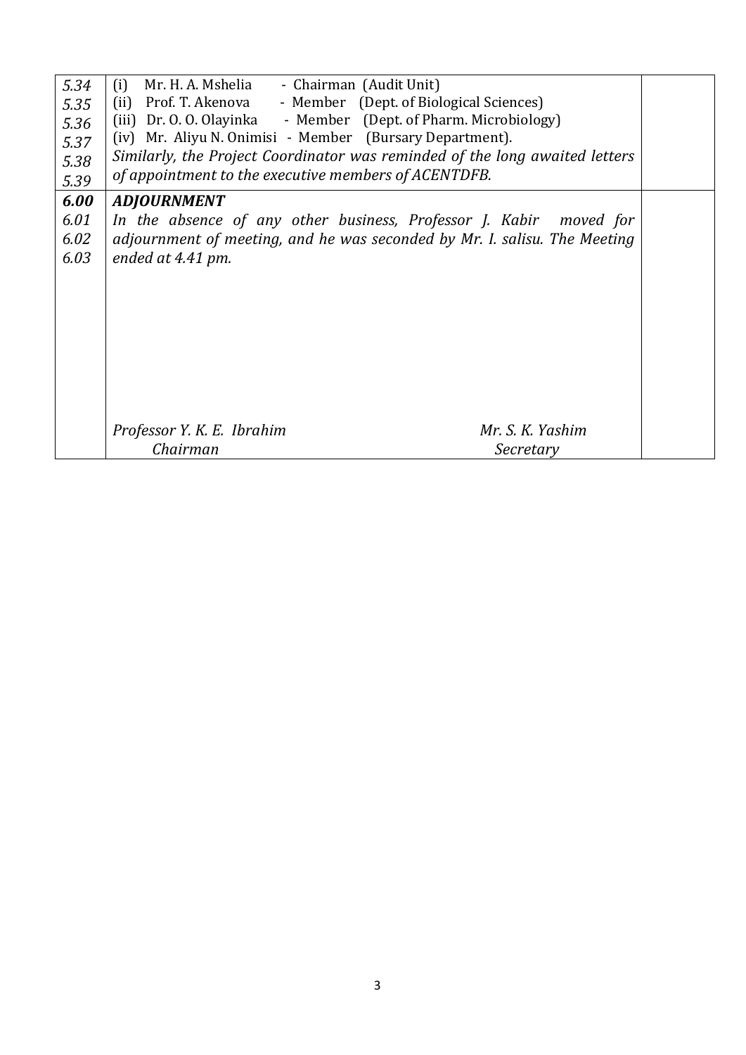| | | |
|---|---|---|
| *5.34*<br>*5.35*<br>*5.36*<br>*5.37*<br>*5.38*<br>*5.39* | (i) Mr. H. A. Mshelia - Chairman (Audit Unit)<br>(ii) Prof. T. Akenova - Member (Dept. of Biological Sciences)<br>(iii) Dr. O. O. Olayinka - Member (Dept. of Pharm. Microbiology)<br>(iv) Mr. Aliyu N. Onimisi - Member (Bursary Department).<br>*Similarly, the Project Coordinator was reminded of the long awaited letters of appointment to the executive members of ACENTDFB.* | |
| ***6.00***<br>*6.01*<br>*6.02*<br>*6.03* | ***ADJOURNMENT***<br>*In the absence of any other business, Professor J. Kabir moved for adjournment of meeting, and he was seconded by Mr. I. salisu. The Meeting ended at 4.41 pm.*<br><br><br><br>*Professor Y. K. E. Ibrahim* — *Chairman*<br>*Mr. S. K. Yashim* — *Secretary* | |